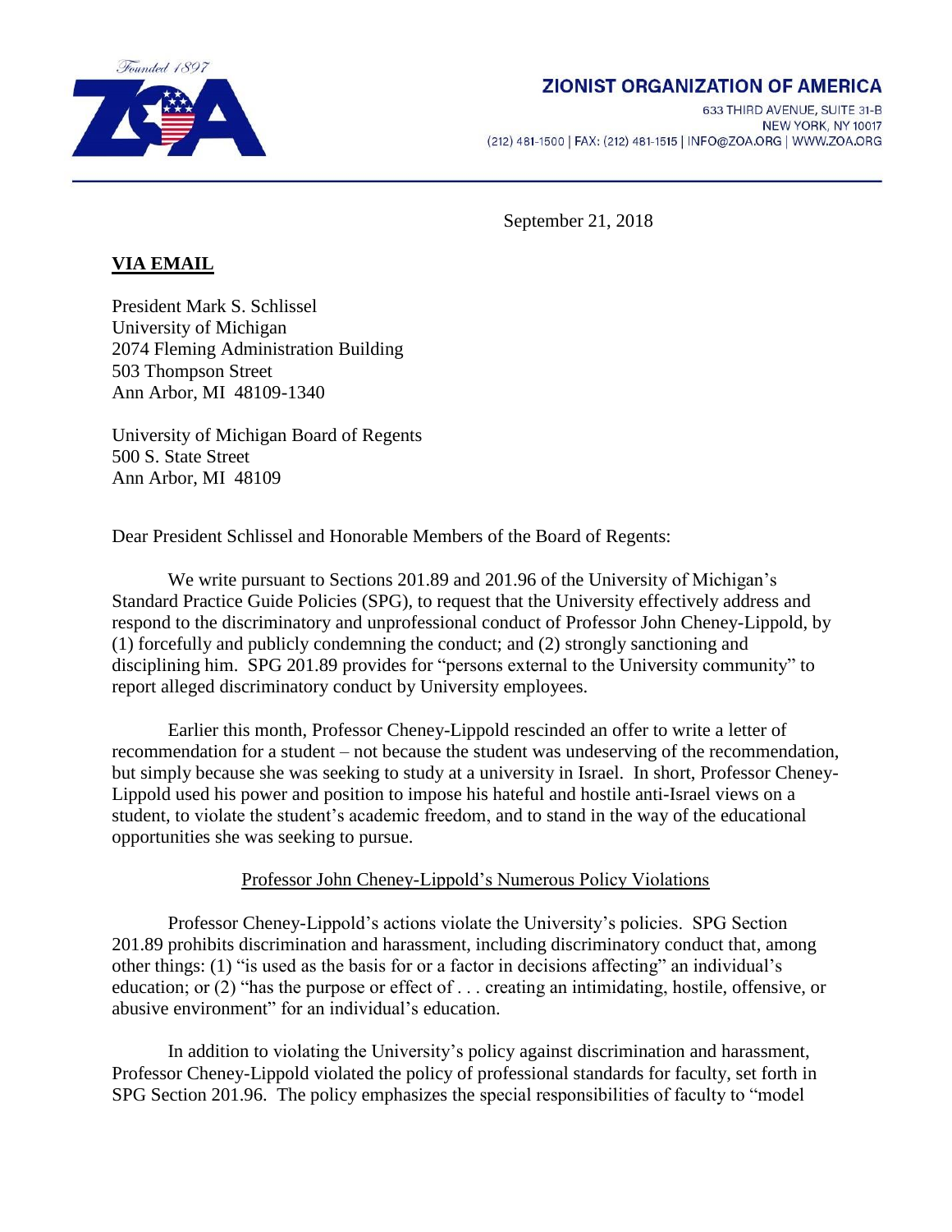Founded 1897

**ZIONIST ORGANIZATION OF AMERICA**

633 THIRD AVENUE, SUITE 31-B
NEW YORK, NY 10017
(212) 481-1500 | FAX: (212) 481-1515 | INFO@ZOA.ORG | WWW.ZOA.ORG

---

September 21, 2018

**<u>VIA EMAIL</u>**

President Mark S. Schlissel
University of Michigan
2074 Fleming Administration Building
503 Thompson Street
Ann Arbor, MI 48109-1340

University of Michigan Board of Regents
500 S. State Street
Ann Arbor, MI 48109

Dear President Schlissel and Honorable Members of the Board of Regents:

We write pursuant to Sections 201.89 and 201.96 of the University of Michigan's Standard Practice Guide Policies (SPG), to request that the University effectively address and respond to the discriminatory and unprofessional conduct of Professor John Cheney-Lippold, by (1) forcefully and publicly condemning the conduct; and (2) strongly sanctioning and disciplining him. SPG 201.89 provides for "persons external to the University community" to report alleged discriminatory conduct by University employees.

Earlier this month, Professor Cheney-Lippold rescinded an offer to write a letter of recommendation for a student – not because the student was undeserving of the recommendation, but simply because she was seeking to study at a university in Israel. In short, Professor Cheney-Lippold used his power and position to impose his hateful and hostile anti-Israel views on a student, to violate the student's academic freedom, and to stand in the way of the educational opportunities she was seeking to pursue.

<u>Professor John Cheney-Lippold's Numerous Policy Violations</u>

Professor Cheney-Lippold's actions violate the University's policies. SPG Section 201.89 prohibits discrimination and harassment, including discriminatory conduct that, among other things: (1) "is used as the basis for or a factor in decisions affecting" an individual's education; or (2) "has the purpose or effect of . . . creating an intimidating, hostile, offensive, or abusive environment" for an individual's education.

In addition to violating the University's policy against discrimination and harassment, Professor Cheney-Lippold violated the policy of professional standards for faculty, set forth in SPG Section 201.96. The policy emphasizes the special responsibilities of faculty to "model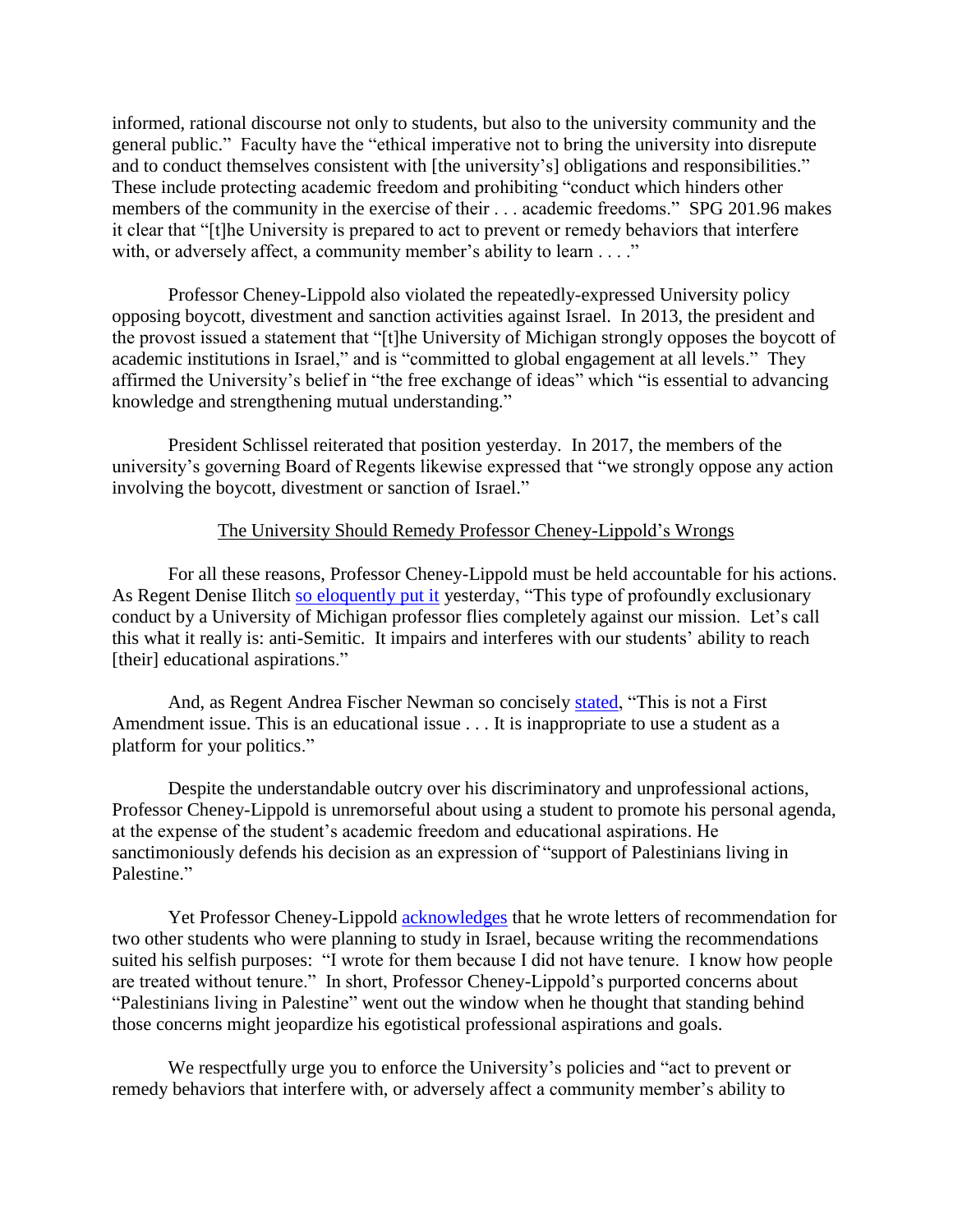informed, rational discourse not only to students, but also to the university community and the general public." Faculty have the "ethical imperative not to bring the university into disrepute and to conduct themselves consistent with [the university's] obligations and responsibilities." These include protecting academic freedom and prohibiting "conduct which hinders other members of the community in the exercise of their . . . academic freedoms." SPG 201.96 makes it clear that "[t]he University is prepared to act to prevent or remedy behaviors that interfere with, or adversely affect, a community member's ability to learn . . . ."

Professor Cheney-Lippold also violated the repeatedly-expressed University policy opposing boycott, divestment and sanction activities against Israel. In 2013, the president and the provost issued a statement that "[t]he University of Michigan strongly opposes the boycott of academic institutions in Israel," and is "committed to global engagement at all levels." They affirmed the University's belief in "the free exchange of ideas" which "is essential to advancing knowledge and strengthening mutual understanding."

President Schlissel reiterated that position yesterday. In 2017, the members of the university's governing Board of Regents likewise expressed that "we strongly oppose any action involving the boycott, divestment or sanction of Israel."

<u>The University Should Remedy Professor Cheney-Lippold's Wrongs</u>

For all these reasons, Professor Cheney-Lippold must be held accountable for his actions. As Regent Denise Ilitch so eloquently put it yesterday, "This type of profoundly exclusionary conduct by a University of Michigan professor flies completely against our mission. Let's call this what it really is: anti-Semitic. It impairs and interferes with our students' ability to reach [their] educational aspirations."

And, as Regent Andrea Fischer Newman so concisely stated, "This is not a First Amendment issue. This is an educational issue . . . It is inappropriate to use a student as a platform for your politics."

Despite the understandable outcry over his discriminatory and unprofessional actions, Professor Cheney-Lippold is unremorseful about using a student to promote his personal agenda, at the expense of the student's academic freedom and educational aspirations. He sanctimoniously defends his decision as an expression of "support of Palestinians living in Palestine."

Yet Professor Cheney-Lippold acknowledges that he wrote letters of recommendation for two other students who were planning to study in Israel, because writing the recommendations suited his selfish purposes: "I wrote for them because I did not have tenure. I know how people are treated without tenure." In short, Professor Cheney-Lippold's purported concerns about "Palestinians living in Palestine" went out the window when he thought that standing behind those concerns might jeopardize his egotistical professional aspirations and goals.

We respectfully urge you to enforce the University's policies and "act to prevent or remedy behaviors that interfere with, or adversely affect a community member's ability to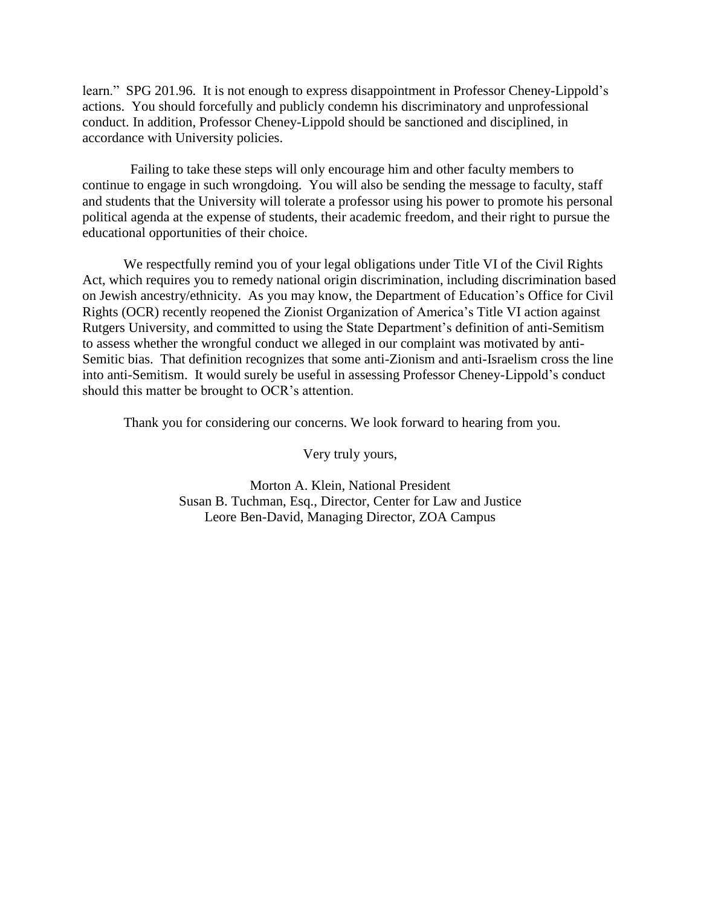learn." SPG 201.96. It is not enough to express disappointment in Professor Cheney-Lippold's actions. You should forcefully and publicly condemn his discriminatory and unprofessional conduct. In addition, Professor Cheney-Lippold should be sanctioned and disciplined, in accordance with University policies.

Failing to take these steps will only encourage him and other faculty members to continue to engage in such wrongdoing. You will also be sending the message to faculty, staff and students that the University will tolerate a professor using his power to promote his personal political agenda at the expense of students, their academic freedom, and their right to pursue the educational opportunities of their choice.

We respectfully remind you of your legal obligations under Title VI of the Civil Rights Act, which requires you to remedy national origin discrimination, including discrimination based on Jewish ancestry/ethnicity. As you may know, the Department of Education's Office for Civil Rights (OCR) recently reopened the Zionist Organization of America's Title VI action against Rutgers University, and committed to using the State Department's definition of anti-Semitism to assess whether the wrongful conduct we alleged in our complaint was motivated by anti-Semitic bias. That definition recognizes that some anti-Zionism and anti-Israelism cross the line into anti-Semitism. It would surely be useful in assessing Professor Cheney-Lippold's conduct should this matter be brought to OCR's attention.

Thank you for considering our concerns. We look forward to hearing from you.

Very truly yours,

Morton A. Klein, National President
Susan B. Tuchman, Esq., Director, Center for Law and Justice
Leore Ben-David, Managing Director, ZOA Campus